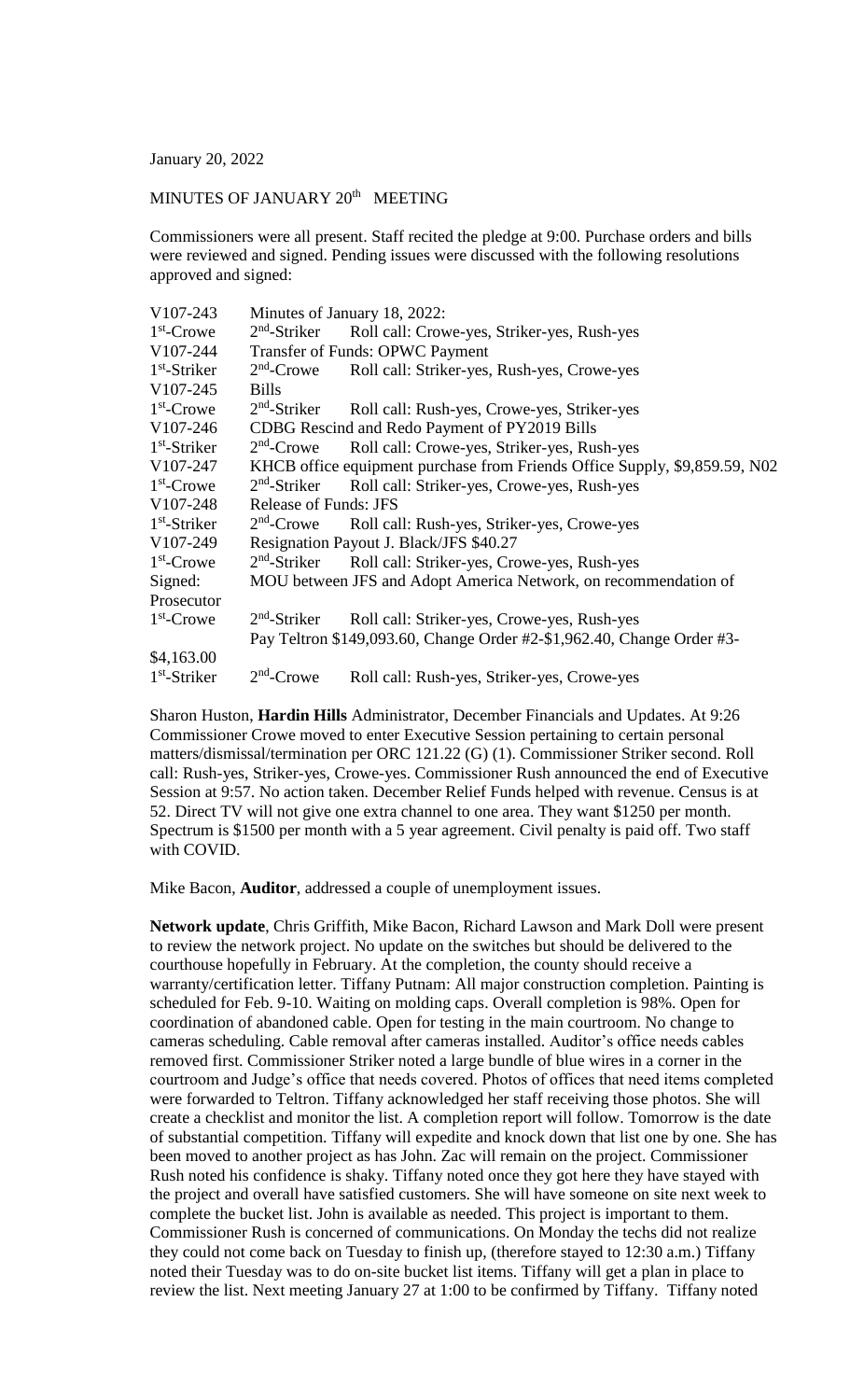January 20, 2022

MINUTES OF JANUARY 20th MEETING

Commissioners were all present. Staff recited the pledge at 9:00. Purchase orders and bills were reviewed and signed. Pending issues were discussed with the following resolutions approved and signed:

| | | |
|---|---|---|
| V107-243 | Minutes of January 18, 2022: | |
| 1st-Crowe | 2nd-Striker | Roll call: Crowe-yes, Striker-yes, Rush-yes |
| V107-244 | Transfer of Funds: OPWC Payment | |
| 1st-Striker | 2nd-Crowe | Roll call: Striker-yes, Rush-yes, Crowe-yes |
| V107-245 | Bills | |
| 1st-Crowe | 2nd-Striker | Roll call: Rush-yes, Crowe-yes, Striker-yes |
| V107-246 | CDBG Rescind and Redo Payment of PY2019 Bills | |
| 1st-Striker | 2nd-Crowe | Roll call: Crowe-yes, Striker-yes, Rush-yes |
| V107-247 | KHCB office equipment purchase from Friends Office Supply, $9,859.59, N02 | |
| 1st-Crowe | 2nd-Striker | Roll call: Striker-yes, Crowe-yes, Rush-yes |
| V107-248 | Release of Funds: JFS | |
| 1st-Striker | 2nd-Crowe | Roll call: Rush-yes, Striker-yes, Crowe-yes |
| V107-249 | Resignation Payout J. Black/JFS $40.27 | |
| 1st-Crowe | 2nd-Striker | Roll call: Striker-yes, Crowe-yes, Rush-yes |
| Signed: | MOU between JFS and Adopt America Network, on recommendation of Prosecutor | |
| 1st-Crowe | 2nd-Striker | Roll call: Striker-yes, Crowe-yes, Rush-yes |
| | Pay Teltron $149,093.60, Change Order #2-$1,962.40, Change Order #3-$4,163.00 | |
| 1st-Striker | 2nd-Crowe | Roll call: Rush-yes, Striker-yes, Crowe-yes |

Sharon Huston, **Hardin Hills** Administrator, December Financials and Updates. At 9:26 Commissioner Crowe moved to enter Executive Session pertaining to certain personal matters/dismissal/termination per ORC 121.22 (G) (1). Commissioner Striker second. Roll call: Rush-yes, Striker-yes, Crowe-yes. Commissioner Rush announced the end of Executive Session at 9:57. No action taken. December Relief Funds helped with revenue. Census is at 52. Direct TV will not give one extra channel to one area. They want $1250 per month. Spectrum is $1500 per month with a 5 year agreement. Civil penalty is paid off. Two staff with COVID.

Mike Bacon, **Auditor**, addressed a couple of unemployment issues.

**Network update**, Chris Griffith, Mike Bacon, Richard Lawson and Mark Doll were present to review the network project. No update on the switches but should be delivered to the courthouse hopefully in February. At the completion, the county should receive a warranty/certification letter. Tiffany Putnam: All major construction completion. Painting is scheduled for Feb. 9-10. Waiting on molding caps. Overall completion is 98%. Open for coordination of abandoned cable. Open for testing in the main courtroom. No change to cameras scheduling. Cable removal after cameras installed. Auditor's office needs cables removed first. Commissioner Striker noted a large bundle of blue wires in a corner in the courtroom and Judge's office that needs covered. Photos of offices that need items completed were forwarded to Teltron. Tiffany acknowledged her staff receiving those photos. She will create a checklist and monitor the list. A completion report will follow. Tomorrow is the date of substantial competition. Tiffany will expedite and knock down that list one by one. She has been moved to another project as has John. Zac will remain on the project. Commissioner Rush noted his confidence is shaky. Tiffany noted once they got here they have stayed with the project and overall have satisfied customers. She will have someone on site next week to complete the bucket list. John is available as needed. This project is important to them. Commissioner Rush is concerned of communications. On Monday the techs did not realize they could not come back on Tuesday to finish up, (therefore stayed to 12:30 a.m.) Tiffany noted their Tuesday was to do on-site bucket list items. Tiffany will get a plan in place to review the list. Next meeting January 27 at 1:00 to be confirmed by Tiffany. Tiffany noted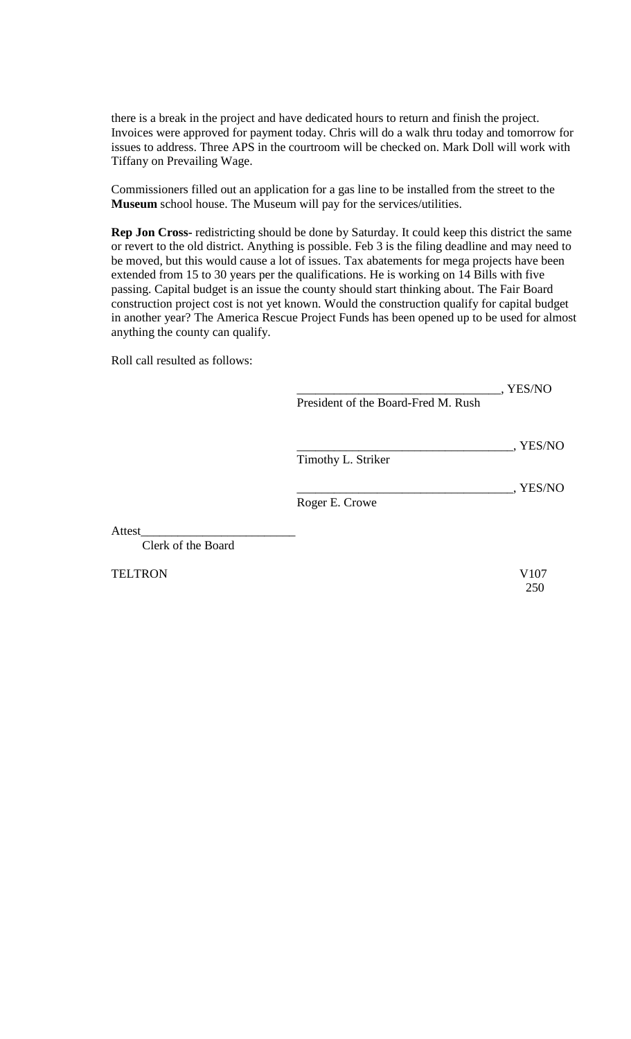there is a break in the project and have dedicated hours to return and finish the project. Invoices were approved for payment today. Chris will do a walk thru today and tomorrow for issues to address. Three APS in the courtroom will be checked on. Mark Doll will work with Tiffany on Prevailing Wage.

Commissioners filled out an application for a gas line to be installed from the street to the **Museum** school house. The Museum will pay for the services/utilities.

**Rep Jon Cross-** redistricting should be done by Saturday. It could keep this district the same or revert to the old district. Anything is possible. Feb 3 is the filing deadline and may need to be moved, but this would cause a lot of issues. Tax abatements for mega projects have been extended from 15 to 30 years per the qualifications. He is working on 14 Bills with five passing. Capital budget is an issue the county should start thinking about. The Fair Board construction project cost is not yet known. Would the construction qualify for capital budget in another year? The America Rescue Project Funds has been opened up to be used for almost anything the county can qualify.

Roll call resulted as follows:

________________________________, YES/NO
President of the Board-Fred M. Rush

__________________________________, YES/NO
Timothy L. Striker

__________________________________, YES/NO
Roger E. Crowe

Attest________________________
Clerk of the Board

TELTRON V107
250